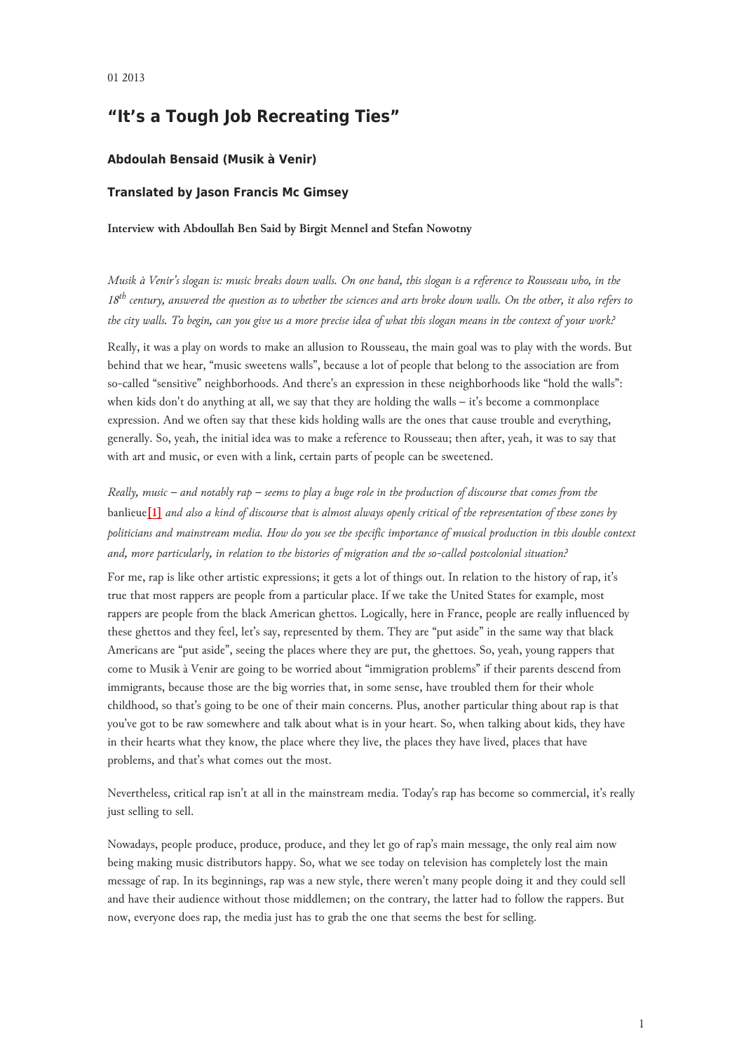01 2013

# "It's a Tough Job Recreating Ties"

### Abdoulah Bensaid (Musik à Venir)

### Translated by Jason Francis Mc Gimsey

**Interview with Abdoullah Ben Said by Birgit Mennel and Stefan Nowotny**

*Musik à Venir's slogan is: music breaks down walls. On one hand, this slogan is a reference to Rousseau who, in the 18th century, answered the question as to whether the sciences and arts broke down walls. On the other, it also refers to the city walls. To begin, can you give us a more precise idea of what this slogan means in the context of your work?*

Really, it was a play on words to make an allusion to Rousseau, the main goal was to play with the words. But behind that we hear, "music sweetens walls", because a lot of people that belong to the association are from so-called "sensitive" neighborhoods. And there's an expression in these neighborhoods like "hold the walls": when kids don't do anything at all, we say that they are holding the walls – it's become a commonplace expression. And we often say that these kids holding walls are the ones that cause trouble and everything, generally. So, yeah, the initial idea was to make a reference to Rousseau; then after, yeah, it was to say that with art and music, or even with a link, certain parts of people can be sweetened.

*Really, music – and notably rap – seems to play a huge role in the production of discourse that comes from the* banlieue[1] *and also a kind of discourse that is almost always openly critical of the representation of these zones by politicians and mainstream media. How do you see the specific importance of musical production in this double context and, more particularly, in relation to the histories of migration and the so-called postcolonial situation?*

For me, rap is like other artistic expressions; it gets a lot of things out. In relation to the history of rap, it's true that most rappers are people from a particular place. If we take the United States for example, most rappers are people from the black American ghettos. Logically, here in France, people are really influenced by these ghettos and they feel, let's say, represented by them. They are "put aside" in the same way that black Americans are "put aside", seeing the places where they are put, the ghettoes. So, yeah, young rappers that come to Musik à Venir are going to be worried about "immigration problems" if their parents descend from immigrants, because those are the big worries that, in some sense, have troubled them for their whole childhood, so that's going to be one of their main concerns. Plus, another particular thing about rap is that you've got to be raw somewhere and talk about what is in your heart. So, when talking about kids, they have in their hearts what they know, the place where they live, the places they have lived, places that have problems, and that's what comes out the most.

Nevertheless, critical rap isn't at all in the mainstream media. Today's rap has become so commercial, it's really just selling to sell.

Nowadays, people produce, produce, produce, and they let go of rap's main message, the only real aim now being making music distributors happy. So, what we see today on television has completely lost the main message of rap. In its beginnings, rap was a new style, there weren't many people doing it and they could sell and have their audience without those middlemen; on the contrary, the latter had to follow the rappers. But now, everyone does rap, the media just has to grab the one that seems the best for selling.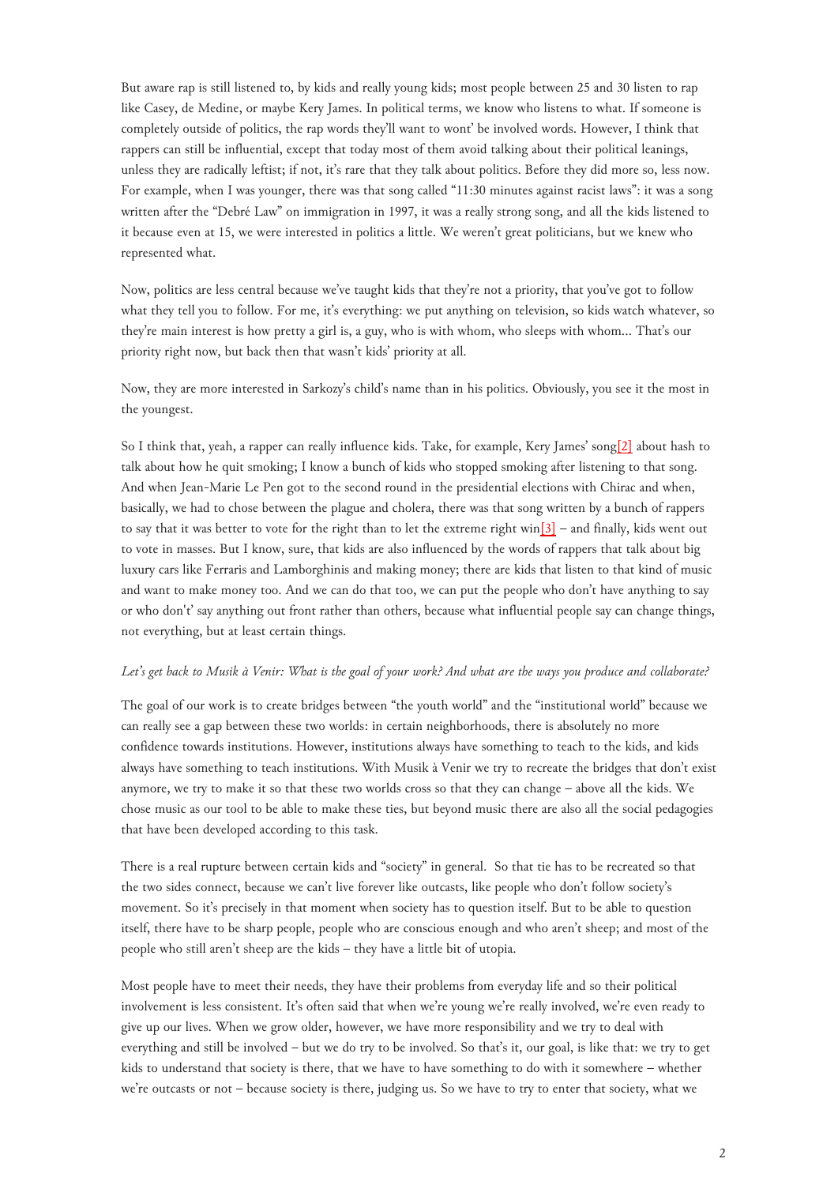But aware rap is still listened to, by kids and really young kids; most people between 25 and 30 listen to rap like Casey, de Medine, or maybe Kery James. In political terms, we know who listens to what. If someone is completely outside of politics, the rap words they'll want to wont' be involved words. However, I think that rappers can still be influential, except that today most of them avoid talking about their political leanings, unless they are radically leftist; if not, it's rare that they talk about politics. Before they did more so, less now. For example, when I was younger, there was that song called "11:30 minutes against racist laws": it was a song written after the "Debré Law" on immigration in 1997, it was a really strong song, and all the kids listened to it because even at 15, we were interested in politics a little. We weren't great politicians, but we knew who represented what.

Now, politics are less central because we've taught kids that they're not a priority, that you've got to follow what they tell you to follow. For me, it's everything: we put anything on television, so kids watch whatever, so they're main interest is how pretty a girl is, a guy, who is with whom, who sleeps with whom... That's our priority right now, but back then that wasn't kids' priority at all.

Now, they are more interested in Sarkozy's child's name than in his politics. Obviously, you see it the most in the youngest.

So I think that, yeah, a rapper can really influence kids. Take, for example, Kery James' song[2] about hash to talk about how he quit smoking; I know a bunch of kids who stopped smoking after listening to that song. And when Jean-Marie Le Pen got to the second round in the presidential elections with Chirac and when, basically, we had to chose between the plague and cholera, there was that song written by a bunch of rappers to say that it was better to vote for the right than to let the extreme right win[3] – and finally, kids went out to vote in masses. But I know, sure, that kids are also influenced by the words of rappers that talk about big luxury cars like Ferraris and Lamborghinis and making money; there are kids that listen to that kind of music and want to make money too. And we can do that too, we can put the people who don't have anything to say or who don't' say anything out front rather than others, because what influential people say can change things, not everything, but at least certain things.

*Let's get back to Musik à Venir: What is the goal of your work? And what are the ways you produce and collaborate?*

The goal of our work is to create bridges between "the youth world" and the "institutional world" because we can really see a gap between these two worlds: in certain neighborhoods, there is absolutely no more confidence towards institutions. However, institutions always have something to teach to the kids, and kids always have something to teach institutions. With Musik à Venir we try to recreate the bridges that don't exist anymore, we try to make it so that these two worlds cross so that they can change – above all the kids. We chose music as our tool to be able to make these ties, but beyond music there are also all the social pedagogies that have been developed according to this task.

There is a real rupture between certain kids and "society" in general. So that tie has to be recreated so that the two sides connect, because we can't live forever like outcasts, like people who don't follow society's movement. So it's precisely in that moment when society has to question itself. But to be able to question itself, there have to be sharp people, people who are conscious enough and who aren't sheep; and most of the people who still aren't sheep are the kids – they have a little bit of utopia.

Most people have to meet their needs, they have their problems from everyday life and so their political involvement is less consistent. It's often said that when we're young we're really involved, we're even ready to give up our lives. When we grow older, however, we have more responsibility and we try to deal with everything and still be involved – but we do try to be involved. So that's it, our goal, is like that: we try to get kids to understand that society is there, that we have to have something to do with it somewhere – whether we're outcasts or not – because society is there, judging us. So we have to try to enter that society, what we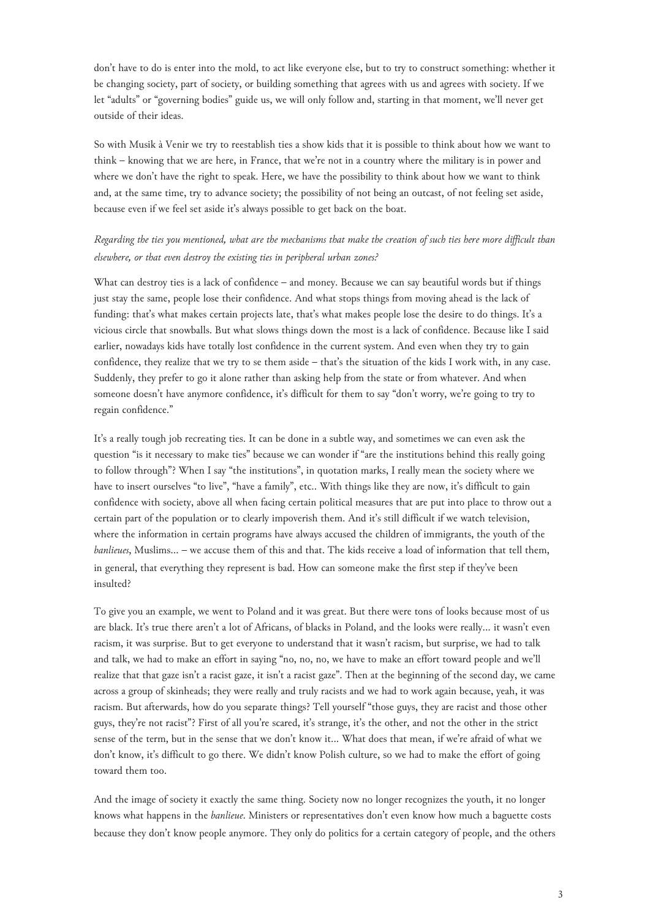don't have to do is enter into the mold, to act like everyone else, but to try to construct something: whether it be changing society, part of society, or building something that agrees with us and agrees with society. If we let "adults" or "governing bodies" guide us, we will only follow and, starting in that moment, we'll never get outside of their ideas.

So with Musik à Venir we try to reestablish ties a show kids that it is possible to think about how we want to think – knowing that we are here, in France, that we're not in a country where the military is in power and where we don't have the right to speak. Here, we have the possibility to think about how we want to think and, at the same time, try to advance society; the possibility of not being an outcast, of not feeling set aside, because even if we feel set aside it's always possible to get back on the boat.

*Regarding the ties you mentioned, what are the mechanisms that make the creation of such ties here more difficult than elsewhere, or that even destroy the existing ties in peripheral urban zones?*

What can destroy ties is a lack of confidence – and money. Because we can say beautiful words but if things just stay the same, people lose their confidence. And what stops things from moving ahead is the lack of funding: that's what makes certain projects late, that's what makes people lose the desire to do things. It's a vicious circle that snowballs. But what slows things down the most is a lack of confidence. Because like I said earlier, nowadays kids have totally lost confidence in the current system. And even when they try to gain confidence, they realize that we try to se them aside – that's the situation of the kids I work with, in any case. Suddenly, they prefer to go it alone rather than asking help from the state or from whatever. And when someone doesn't have anymore confidence, it's difficult for them to say "don't worry, we're going to try to regain confidence."

It's a really tough job recreating ties. It can be done in a subtle way, and sometimes we can even ask the question "is it necessary to make ties" because we can wonder if "are the institutions behind this really going to follow through"? When I say "the institutions", in quotation marks, I really mean the society where we have to insert ourselves "to live", "have a family", etc.. With things like they are now, it's difficult to gain confidence with society, above all when facing certain political measures that are put into place to throw out a certain part of the population or to clearly impoverish them. And it's still difficult if we watch television, where the information in certain programs have always accused the children of immigrants, the youth of the *banlieues*, Muslims... – we accuse them of this and that. The kids receive a load of information that tell them, in general, that everything they represent is bad. How can someone make the first step if they've been insulted?

To give you an example, we went to Poland and it was great. But there were tons of looks because most of us are black. It's true there aren't a lot of Africans, of blacks in Poland, and the looks were really... it wasn't even racism, it was surprise. But to get everyone to understand that it wasn't racism, but surprise, we had to talk and talk, we had to make an effort in saying "no, no, no, we have to make an effort toward people and we'll realize that that gaze isn't a racist gaze, it isn't a racist gaze". Then at the beginning of the second day, we came across a group of skinheads; they were really and truly racists and we had to work again because, yeah, it was racism. But afterwards, how do you separate things? Tell yourself "those guys, they are racist and those other guys, they're not racist"? First of all you're scared, it's strange, it's the other, and not the other in the strict sense of the term, but in the sense that we don't know it... What does that mean, if we're afraid of what we don't know, it's difficult to go there. We didn't know Polish culture, so we had to make the effort of going toward them too.

And the image of society it exactly the same thing. Society now no longer recognizes the youth, it no longer knows what happens in the *banlieue*. Ministers or representatives don't even know how much a baguette costs because they don't know people anymore. They only do politics for a certain category of people, and the others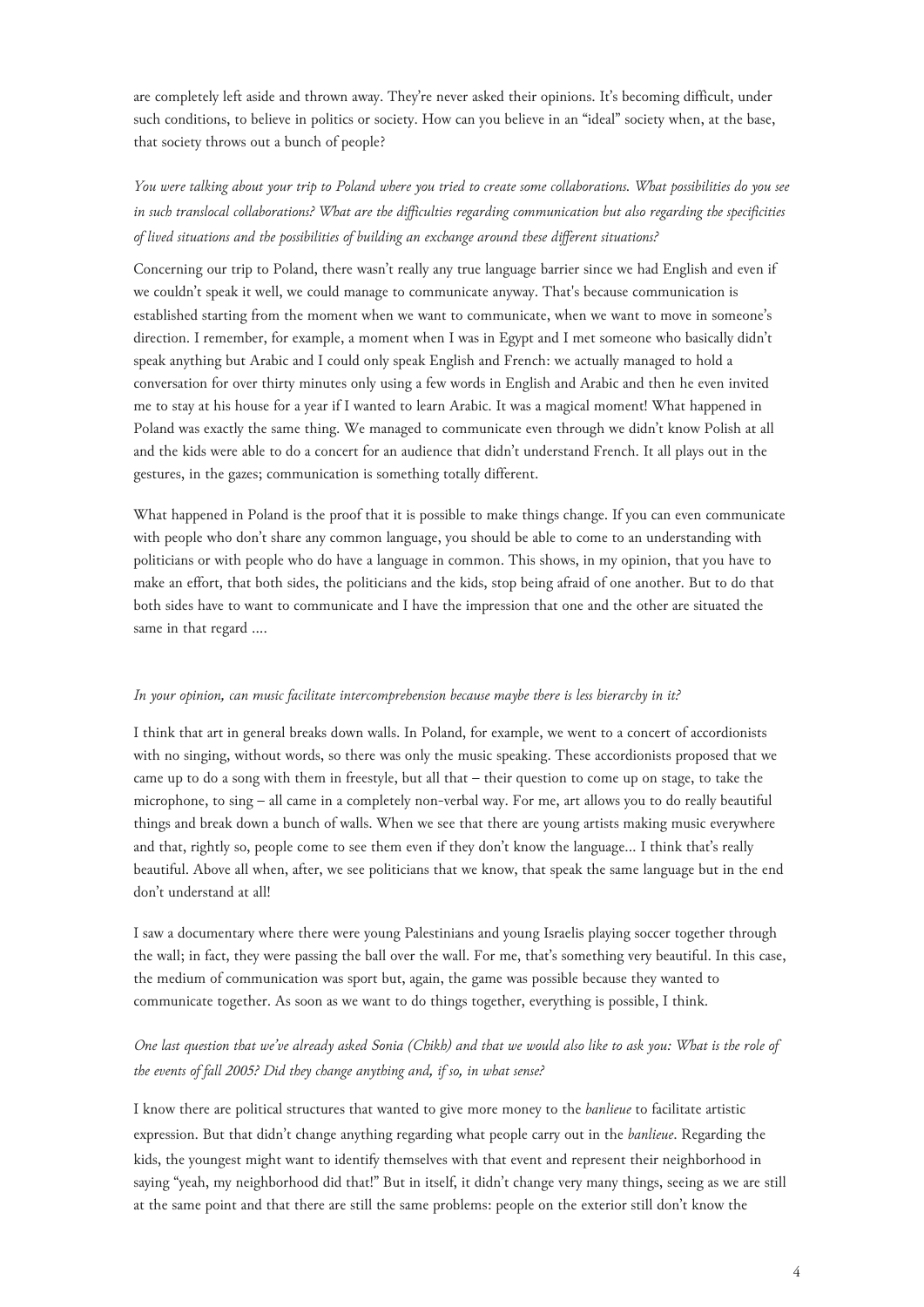are completely left aside and thrown away. They're never asked their opinions. It's becoming difficult, under such conditions, to believe in politics or society. How can you believe in an "ideal" society when, at the base, that society throws out a bunch of people?

*You were talking about your trip to Poland where you tried to create some collaborations. What possibilities do you see in such translocal collaborations? What are the difficulties regarding communication but also regarding the specificities of lived situations and the possibilities of building an exchange around these different situations?*

Concerning our trip to Poland, there wasn't really any true language barrier since we had English and even if we couldn't speak it well, we could manage to communicate anyway. That's because communication is established starting from the moment when we want to communicate, when we want to move in someone's direction. I remember, for example, a moment when I was in Egypt and I met someone who basically didn't speak anything but Arabic and I could only speak English and French: we actually managed to hold a conversation for over thirty minutes only using a few words in English and Arabic and then he even invited me to stay at his house for a year if I wanted to learn Arabic. It was a magical moment! What happened in Poland was exactly the same thing. We managed to communicate even through we didn't know Polish at all and the kids were able to do a concert for an audience that didn't understand French. It all plays out in the gestures, in the gazes; communication is something totally different.

What happened in Poland is the proof that it is possible to make things change. If you can even communicate with people who don't share any common language, you should be able to come to an understanding with politicians or with people who do have a language in common. This shows, in my opinion, that you have to make an effort, that both sides, the politicians and the kids, stop being afraid of one another. But to do that both sides have to want to communicate and I have the impression that one and the other are situated the same in that regard ....

*In your opinion, can music facilitate intercomprehension because maybe there is less hierarchy in it?*

I think that art in general breaks down walls. In Poland, for example, we went to a concert of accordionists with no singing, without words, so there was only the music speaking. These accordionists proposed that we came up to do a song with them in freestyle, but all that – their question to come up on stage, to take the microphone, to sing – all came in a completely non-verbal way. For me, art allows you to do really beautiful things and break down a bunch of walls. When we see that there are young artists making music everywhere and that, rightly so, people come to see them even if they don't know the language... I think that's really beautiful. Above all when, after, we see politicians that we know, that speak the same language but in the end don't understand at all!

I saw a documentary where there were young Palestinians and young Israelis playing soccer together through the wall; in fact, they were passing the ball over the wall. For me, that's something very beautiful. In this case, the medium of communication was sport but, again, the game was possible because they wanted to communicate together. As soon as we want to do things together, everything is possible, I think.

*One last question that we've already asked Sonia (Chikh) and that we would also like to ask you: What is the role of the events of fall 2005? Did they change anything and, if so, in what sense?*

I know there are political structures that wanted to give more money to the *banlieue* to facilitate artistic expression. But that didn't change anything regarding what people carry out in the *banlieue*. Regarding the kids, the youngest might want to identify themselves with that event and represent their neighborhood in saying "yeah, my neighborhood did that!" But in itself, it didn't change very many things, seeing as we are still at the same point and that there are still the same problems: people on the exterior still don't know the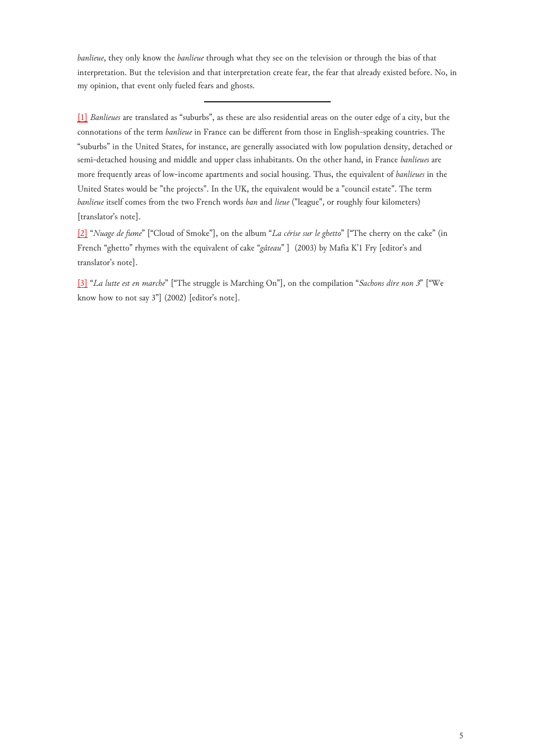*banlieue*, they only know the *banlieue* through what they see on the television or through the bias of that interpretation. But the television and that interpretation create fear, the fear that already existed before. No, in my opinion, that event only fueled fears and ghosts.

---

[1] *Banlieues* are translated as "suburbs", as these are also residential areas on the outer edge of a city, but the connotations of the term *banlieue* in France can be different from those in English-speaking countries. The "suburbs" in the United States, for instance, are generally associated with low population density, detached or semi-detached housing and middle and upper class inhabitants. On the other hand, in France *banlieues* are more frequently areas of low-income apartments and social housing. Thus, the equivalent of *banlieues* in the United States would be "the projects". In the UK, the equivalent would be a "council estate". The term *banlieue* itself comes from the two French words *ban* and *lieue* ("league", or roughly four kilometers) [translator's note].

[2] "*Nuage de fume*" ["Cloud of Smoke"], on the album "*La cérise sur le ghetto*" ["The cherry on the cake" (in French "ghetto" rhymes with the equivalent of cake "*gâteau*" ] (2003) by Mafia K'1 Fry [editor's and translator's note].

[3] "*La lutte est en marche*" ["The struggle is Marching On"], on the compilation "*Sachons dire non 3*" ["We know how to not say 3"] (2002) [editor's note].